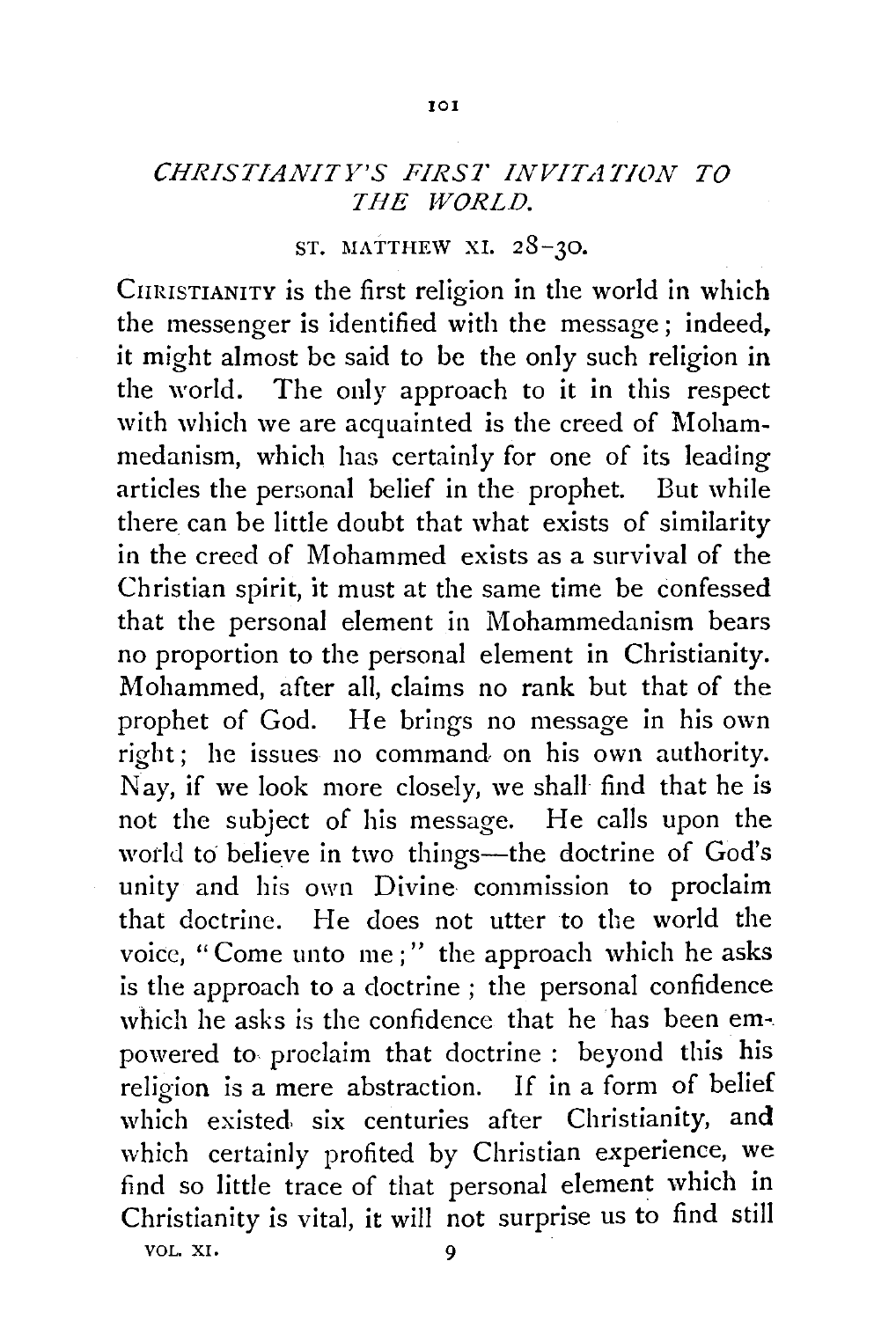# *CHRISTIANITY'S FIRST INVITATION TO THE WORLD.*

ST. MATTHEW XI. 28–30.

CHRISTIANITY is the first religion in the world in which the messenger is identified with the message; indeed, it might almost be said to be the only such religion in the world. The only approach to it in this respect with which we are acquainted is the creed of Mohammedanism, which has certainly for one of its leading articles the personal belief in the prophet. But while there can be little doubt that what exists of similarity in the creed of Mohammed exists as a survival of the Christian spirit, it must at the same time be confessed that the personal element in Mohammedanism bears no proportion to the personal element in Christianity. Mohammed, after all, claims no rank but that of the prophet of God. He brings no message in his own right; he issues no command on his own authority. Nay, if we look more closely, we shall find that he is not the subject of his message. He calls upon the world to believe in two things—the doctrine of God's unity and his own Divine commission to proclaim that doctrine. He does not utter to the world the voice, "Come unto me;" the approach which he asks is the approach to a doctrine; the personal confidence which he asks is the confidence that he has been empowered to proclaim that doctrine: beyond this his religion is a mere abstraction. If in a form of belief which existed six centuries after Christianity, and which certainly profited by Christian experience, we find so little trace of that personal element which in Christianity is vital, it will not surprise us to find still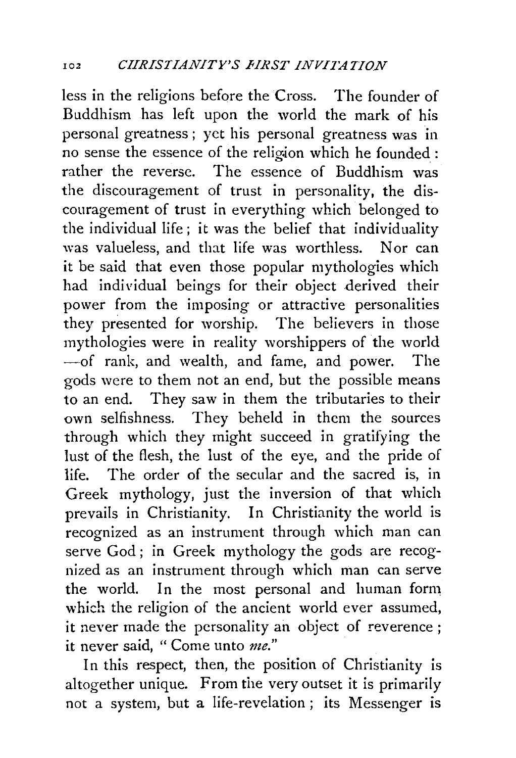less in the religions before the Cross. The founder of Buddhism has left upon the world the mark of his personal greatness; yet his personal greatness was in no sense the essence of the religion which he founded: rather the reverse. The essence of Buddhism was the discouragement of trust in personality, the discouragement of trust in everything which belonged to the individual life; it was the belief that individuality was valueless, and that life was worthless. Nor can it be said that even those popular mythologies which had individual beings for their object derived their power from the imposing or attractive personalities they presented for worship. The believers in those mythologies were in reality worshippers of the world —of rank, and wealth, and fame, and power. The gods were to them not an end, but the possible means to an end. They saw in them the tributaries to their own selfishness. They beheld in them the sources through which they might succeed in gratifying the lust of the flesh, the lust of the eye, and the pride of life. The order of the secular and the sacred is, in Greek mythology, just the inversion of that which prevails in Christianity. In Christianity the world is recognized as an instrument through which man can serve God; in Greek mythology the gods are recognized as an instrument through which man can serve the world. In the most personal and human form which the religion of the ancient world ever assumed, it never made the personality an object of reverence; it never said, "Come unto *me*."

In this respect, then, the position of Christianity is altogether unique. From the very outset it is primarily not a system, but a life-revelation; its Messenger is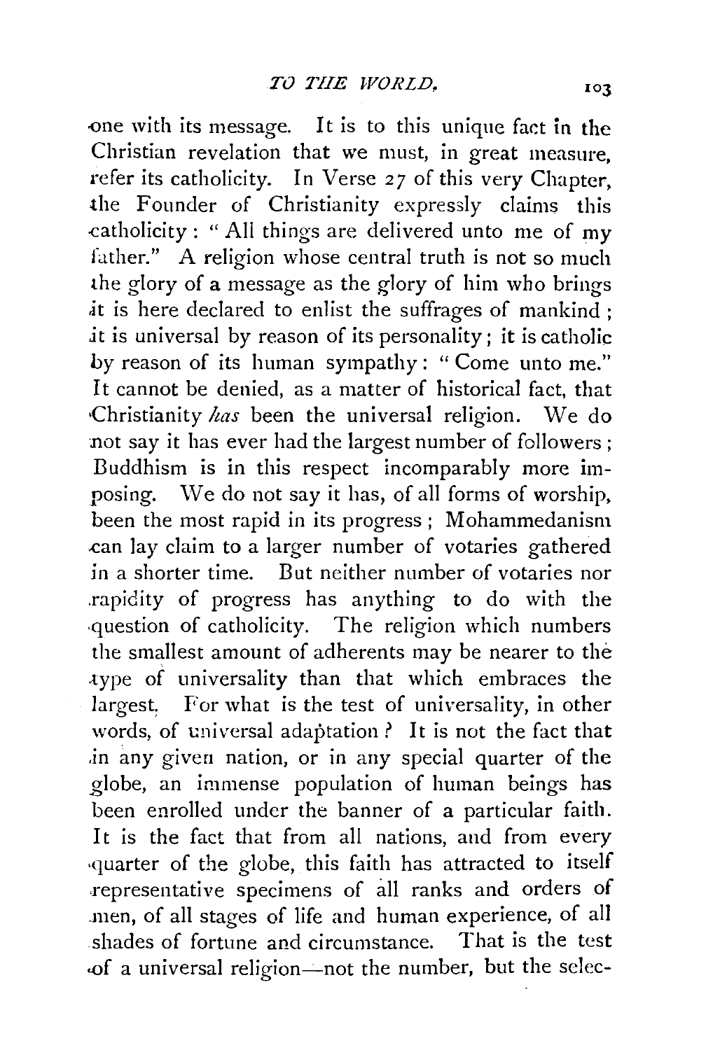one with its message. It is to this unique fact in the Christian revelation that we must, in great measure, refer its catholicity. In Verse 27 of this very Chapter, the Founder of Christianity expressly claims this catholicity: "All things are delivered unto me of my father." A religion whose central truth is not so much the glory of a message as the glory of him who brings it is here declared to enlist the suffrages of mankind; it is universal by reason of its personality; it is catholic by reason of its human sympathy: "Come unto me." It cannot be denied, as a matter of historical fact, that Christianity *has* been the universal religion. We do not say it has ever had the largest number of followers; Buddhism is in this respect incomparably more imposing. We do not say it has, of all forms of worship, been the most rapid in its progress; Mohammedanism can lay claim to a larger number of votaries gathered in a shorter time. But neither number of votaries nor rapidity of progress has anything to do with the question of catholicity. The religion which numbers the smallest amount of adherents may be nearer to the type of universality than that which embraces the largest. For what is the test of universality, in other words, of universal adaptation? It is not the fact that in any given nation, or in any special quarter of the globe, an immense population of human beings has been enrolled under the banner of a particular faith. It is the fact that from all nations, and from every quarter of the globe, this faith has attracted to itself representative specimens of all ranks and orders of men, of all stages of life and human experience, of all shades of fortune and circumstance. That is the test of a universal religion—not the number, but the selec-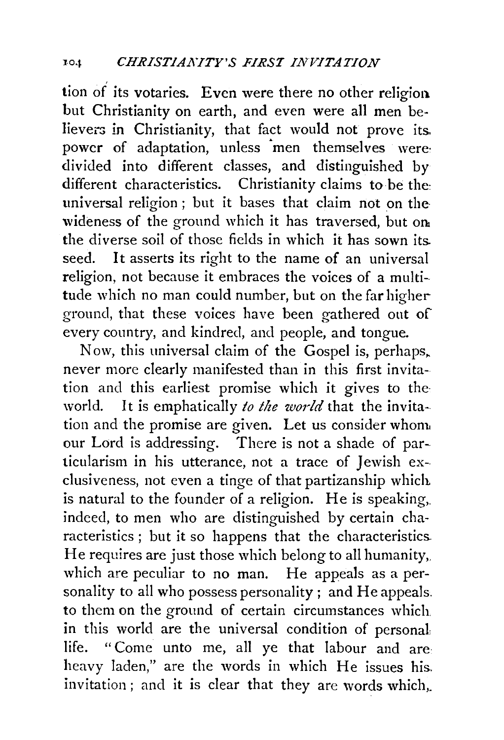tion of its votaries. Even were there no other religion but Christianity on earth, and even were all men believers in Christianity, that fact would not prove its power of adaptation, unless men themselves were divided into different classes, and distinguished by different characteristics. Christianity claims to be the universal religion; but it bases that claim not on the wideness of the ground which it has traversed, but on the diverse soil of those fields in which it has sown its seed. It asserts its right to the name of an universal religion, not because it embraces the voices of a multitude which no man could number, but on the far higher ground, that these voices have been gathered out of every country, and kindred, and people, and tongue.

Now, this universal claim of the Gospel is, perhaps, never more clearly manifested than in this first invitation and this earliest promise which it gives to the world. It is emphatically *to the world* that the invitation and the promise are given. Let us consider whom our Lord is addressing. There is not a shade of particularism in his utterance, not a trace of Jewish exclusiveness, not even a tinge of that partizanship which is natural to the founder of a religion. He is speaking, indeed, to men who are distinguished by certain characteristics; but it so happens that the characteristics He requires are just those which belong to all humanity, which are peculiar to no man. He appeals as a personality to all who possess personality; and He appeals to them on the ground of certain circumstances which in this world are the universal condition of personal life. "Come unto me, all ye that labour and are heavy laden," are the words in which He issues his invitation; and it is clear that they are words which,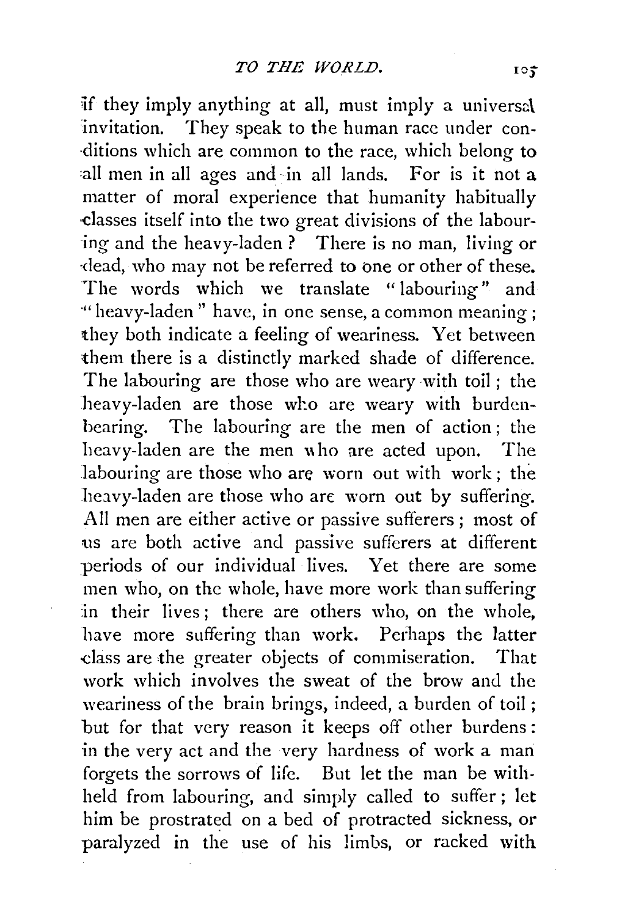if they imply anything at all, must imply a universal invitation. They speak to the human race under conditions which are common to the race, which belong to all men in all ages and in all lands. For is it not a matter of moral experience that humanity habitually classes itself into the two great divisions of the labouring and the heavy-laden? There is no man, living or dead, who may not be referred to one or other of these. The words which we translate "labouring" and "heavy-laden" have, in one sense, a common meaning; they both indicate a feeling of weariness. Yet between them there is a distinctly marked shade of difference. The labouring are those who are weary with toil; the heavy-laden are those who are weary with burden-bearing. The labouring are the men of action; the heavy-laden are the men who are acted upon. The labouring are those who are worn out with work; the heavy-laden are those who are worn out by suffering. All men are either active or passive sufferers; most of us are both active and passive sufferers at different periods of our individual lives. Yet there are some men who, on the whole, have more work than suffering in their lives; there are others who, on the whole, have more suffering than work. Perhaps the latter class are the greater objects of commiseration. That work which involves the sweat of the brow and the weariness of the brain brings, indeed, a burden of toil; but for that very reason it keeps off other burdens: in the very act and the very hardness of work a man forgets the sorrows of life. But let the man be withheld from labouring, and simply called to suffer; let him be prostrated on a bed of protracted sickness, or paralyzed in the use of his limbs, or racked with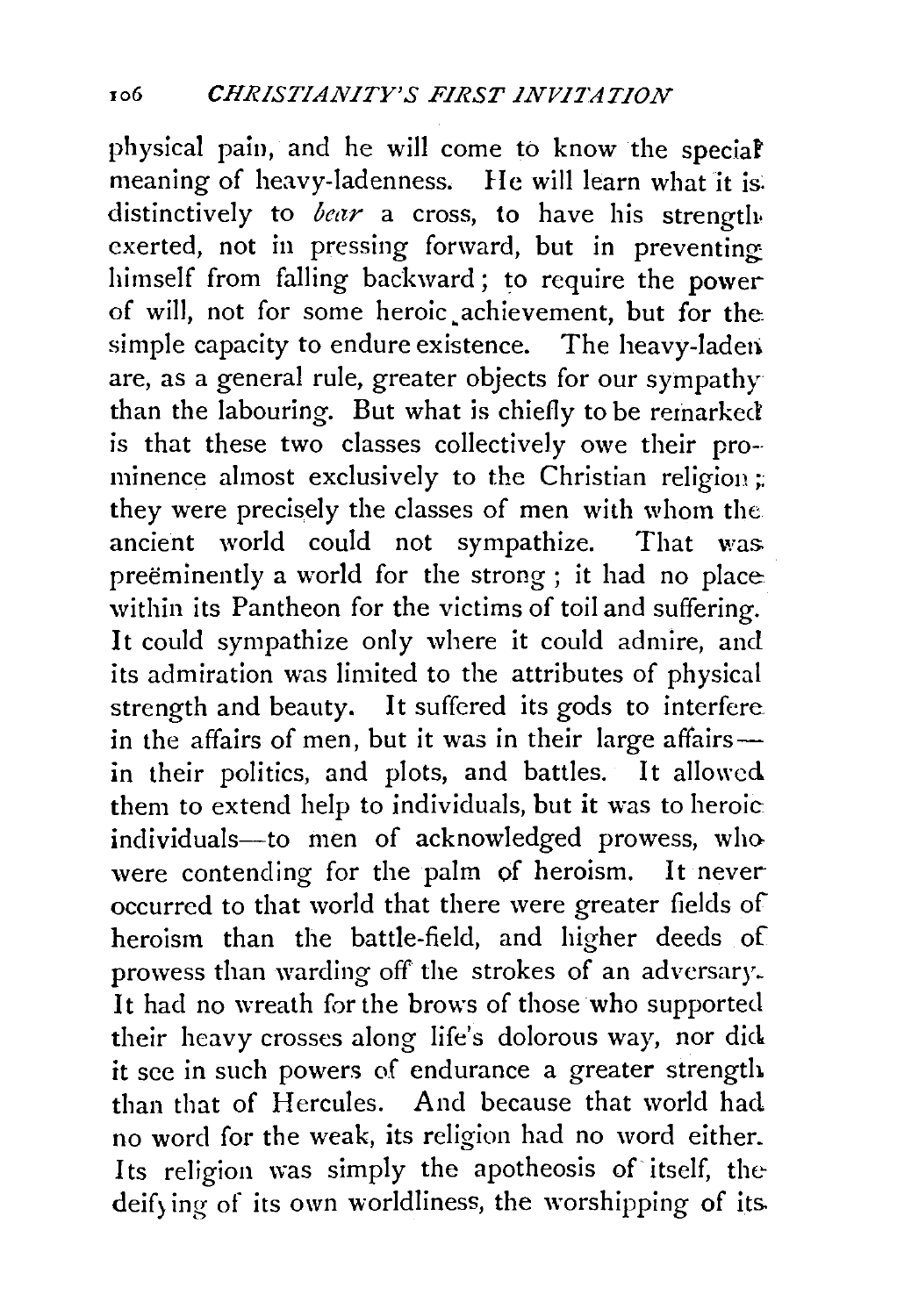physical pain, and he will come to know the special meaning of heavy-ladenness. He will learn what it is distinctively to *bear* a cross, to have his strength exerted, not in pressing forward, but in preventing himself from falling backward; to require the power of will, not for some heroic achievement, but for the simple capacity to endure existence. The heavy-laden are, as a general rule, greater objects for our sympathy than the labouring. But what is chiefly to be remarked is that these two classes collectively owe their prominence almost exclusively to the Christian religion; they were precisely the classes of men with whom the ancient world could not sympathize. That was preëminently a world for the strong; it had no place within its Pantheon for the victims of toil and suffering. It could sympathize only where it could admire, and its admiration was limited to the attributes of physical strength and beauty. It suffered its gods to interfere in the affairs of men, but it was in their large affairs—in their politics, and plots, and battles. It allowed them to extend help to individuals, but it was to heroic individuals—to men of acknowledged prowess, who were contending for the palm of heroism. It never occurred to that world that there were greater fields of heroism than the battle-field, and higher deeds of prowess than warding off the strokes of an adversary. It had no wreath for the brows of those who supported their heavy crosses along life's dolorous way, nor did it see in such powers of endurance a greater strength than that of Hercules. And because that world had no word for the weak, its religion had no word either. Its religion was simply the apotheosis of itself, the deifying of its own worldliness, the worshipping of its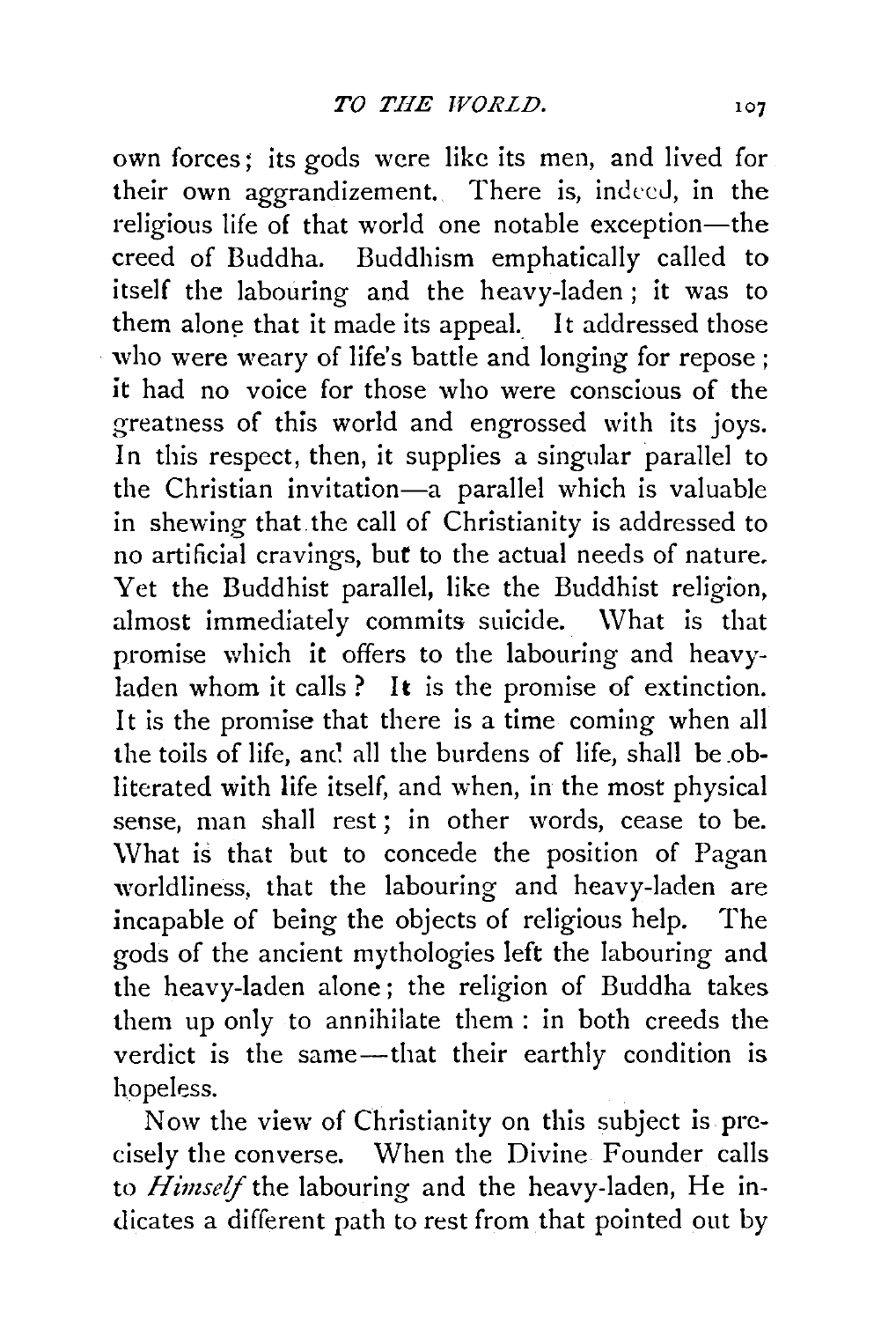own forces; its gods were like its men, and lived for their own aggrandizement. There is, indeed, in the religious life of that world one notable exception—the creed of Buddha. Buddhism emphatically called to itself the labouring and the heavy-laden; it was to them alone that it made its appeal. It addressed those who were weary of life's battle and longing for repose; it had no voice for those who were conscious of the greatness of this world and engrossed with its joys. In this respect, then, it supplies a singular parallel to the Christian invitation—a parallel which is valuable in shewing that the call of Christianity is addressed to no artificial cravings, but to the actual needs of nature. Yet the Buddhist parallel, like the Buddhist religion, almost immediately commits suicide. What is that promise which it offers to the labouring and heavy-laden whom it calls? It is the promise of extinction. It is the promise that there is a time coming when all the toils of life, and all the burdens of life, shall be obliterated with life itself, and when, in the most physical sense, man shall rest; in other words, cease to be. What is that but to concede the position of Pagan worldliness, that the labouring and heavy-laden are incapable of being the objects of religious help. The gods of the ancient mythologies left the labouring and the heavy-laden alone; the religion of Buddha takes them up only to annihilate them: in both creeds the verdict is the same—that their earthly condition is hopeless.

Now the view of Christianity on this subject is precisely the converse. When the Divine Founder calls to *Himself* the labouring and the heavy-laden, He indicates a different path to rest from that pointed out by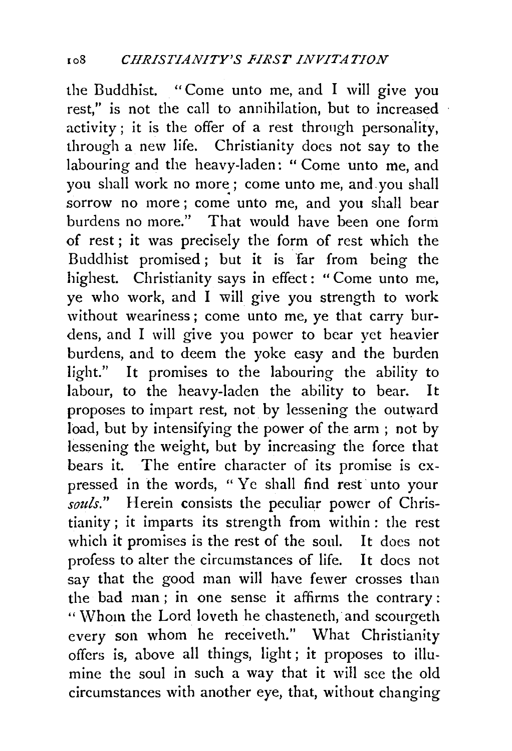the Buddhist. "Come unto me, and I will give you rest," is not the call to annihilation, but to increased activity; it is the offer of a rest through personality, through a new life. Christianity does not say to the labouring and the heavy-laden: "Come unto me, and you shall work no more; come unto me, and you shall sorrow no more; come unto me, and you shall bear burdens no more." That would have been one form of rest; it was precisely the form of rest which the Buddhist promised; but it is far from being the highest. Christianity says in effect: "Come unto me, ye who work, and I will give you strength to work without weariness; come unto me, ye that carry burdens, and I will give you power to bear yet heavier burdens, and to deem the yoke easy and the burden light." It promises to the labouring the ability to labour, to the heavy-laden the ability to bear. It proposes to impart rest, not by lessening the outward load, but by intensifying the power of the arm; not by lessening the weight, but by increasing the force that bears it. The entire character of its promise is expressed in the words, "Ye shall find rest unto your *souls*." Herein consists the peculiar power of Christianity; it imparts its strength from within: the rest which it promises is the rest of the soul. It does not profess to alter the circumstances of life. It does not say that the good man will have fewer crosses than the bad man; in one sense it affirms the contrary: "Whom the Lord loveth he chasteneth, and scourgeth every son whom he receiveth." What Christianity offers is, above all things, light; it proposes to illumine the soul in such a way that it will see the old circumstances with another eye, that, without changing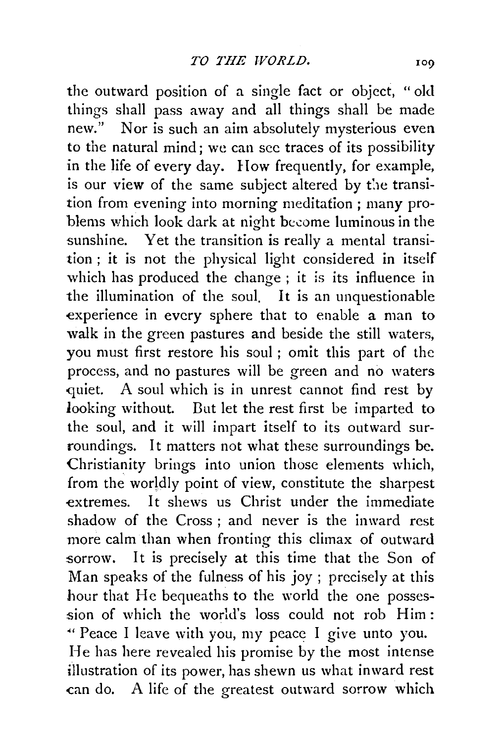the outward position of a single fact or object, "old things shall pass away and all things shall be made new." Nor is such an aim absolutely mysterious even to the natural mind; we can see traces of its possibility in the life of every day. How frequently, for example, is our view of the same subject altered by the transition from evening into morning meditation; many problems which look dark at night become luminous in the sunshine. Yet the transition is really a mental transition; it is not the physical light considered in itself which has produced the change; it is its influence in the illumination of the soul. It is an unquestionable experience in every sphere that to enable a man to walk in the green pastures and beside the still waters, you must first restore his soul; omit this part of the process, and no pastures will be green and no waters quiet. A soul which is in unrest cannot find rest by looking without. But let the rest first be imparted to the soul, and it will impart itself to its outward surroundings. It matters not what these surroundings be. Christianity brings into union those elements which, from the worldly point of view, constitute the sharpest extremes. It shews us Christ under the immediate shadow of the Cross; and never is the inward rest more calm than when fronting this climax of outward sorrow. It is precisely at this time that the Son of Man speaks of the fulness of his joy; precisely at this hour that He bequeaths to the world the one possession of which the world's loss could not rob Him: "Peace I leave with you, my peace I give unto you. He has here revealed his promise by the most intense illustration of its power, has shewn us what inward rest can do. A life of the greatest outward sorrow which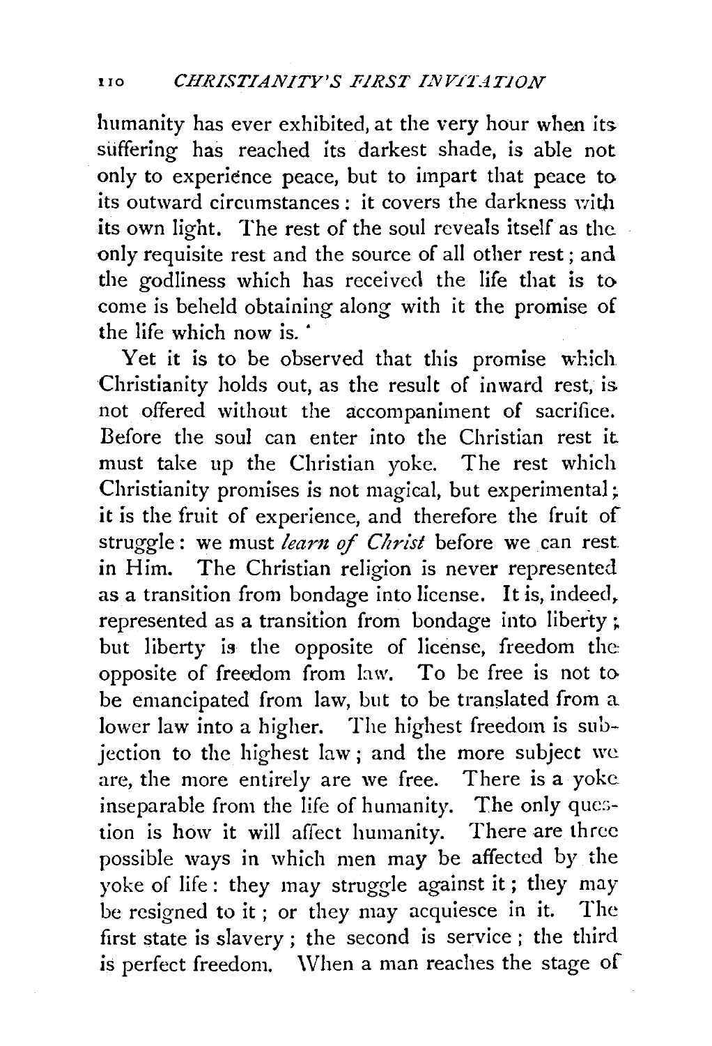humanity has ever exhibited, at the very hour when its suffering has reached its darkest shade, is able not only to experience peace, but to impart that peace to its outward circumstances: it covers the darkness with its own light. The rest of the soul reveals itself as the only requisite rest and the source of all other rest; and the godliness which has received the life that is to come is beheld obtaining along with it the promise of the life which now is.

Yet it is to be observed that this promise which Christianity holds out, as the result of inward rest, is not offered without the accompaniment of sacrifice. Before the soul can enter into the Christian rest it must take up the Christian yoke. The rest which Christianity promises is not magical, but experimental; it is the fruit of experience, and therefore the fruit of struggle: we must *learn of Christ* before we can rest in Him. The Christian religion is never represented as a transition from bondage into license. It is, indeed, represented as a transition from bondage into liberty; but liberty is the opposite of license, freedom the opposite of freedom from law. To be free is not to be emancipated from law, but to be translated from a lower law into a higher. The highest freedom is subjection to the highest law; and the more subject we are, the more entirely are we free. There is a yoke inseparable from the life of humanity. The only question is how it will affect humanity. There are three possible ways in which men may be affected by the yoke of life: they may struggle against it; they may be resigned to it; or they may acquiesce in it. The first state is slavery; the second is service; the third is perfect freedom. When a man reaches the stage of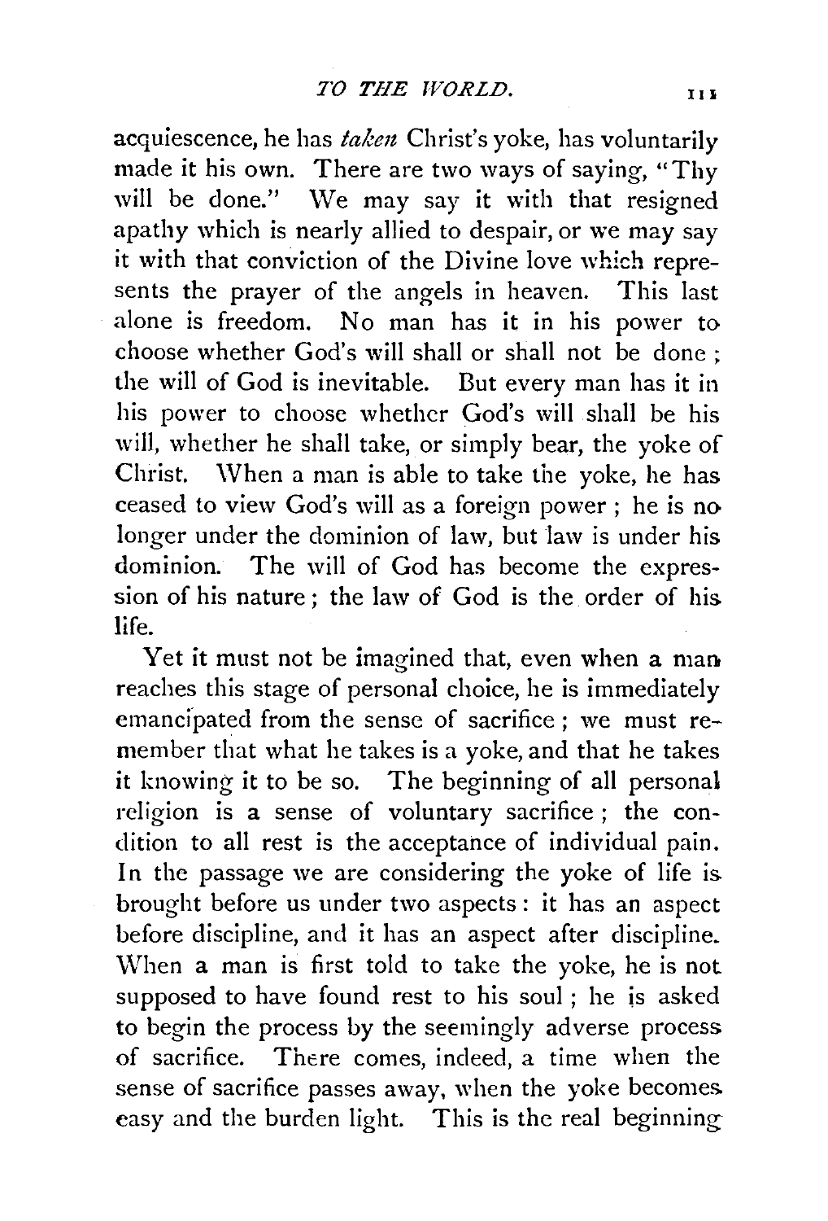acquiescence, he has *taken* Christ's yoke, has voluntarily made it his own. There are two ways of saying, "Thy will be done." We may say it with that resigned apathy which is nearly allied to despair, or we may say it with that conviction of the Divine love which represents the prayer of the angels in heaven. This last alone is freedom. No man has it in his power to choose whether God's will shall or shall not be done; the will of God is inevitable. But every man has it in his power to choose whether God's will shall be his will, whether he shall take, or simply bear, the yoke of Christ. When a man is able to take the yoke, he has ceased to view God's will as a foreign power; he is no longer under the dominion of law, but law is under his dominion. The will of God has become the expression of his nature; the law of God is the order of his life.

Yet it must not be imagined that, even when a man reaches this stage of personal choice, he is immediately emancipated from the sense of sacrifice; we must remember that what he takes is a yoke, and that he takes it knowing it to be so. The beginning of all personal religion is a sense of voluntary sacrifice; the condition to all rest is the acceptance of individual pain. In the passage we are considering the yoke of life is brought before us under two aspects: it has an aspect before discipline, and it has an aspect after discipline. When a man is first told to take the yoke, he is not supposed to have found rest to his soul; he is asked to begin the process by the seemingly adverse process of sacrifice. There comes, indeed, a time when the sense of sacrifice passes away, when the yoke becomes easy and the burden light. This is the real beginning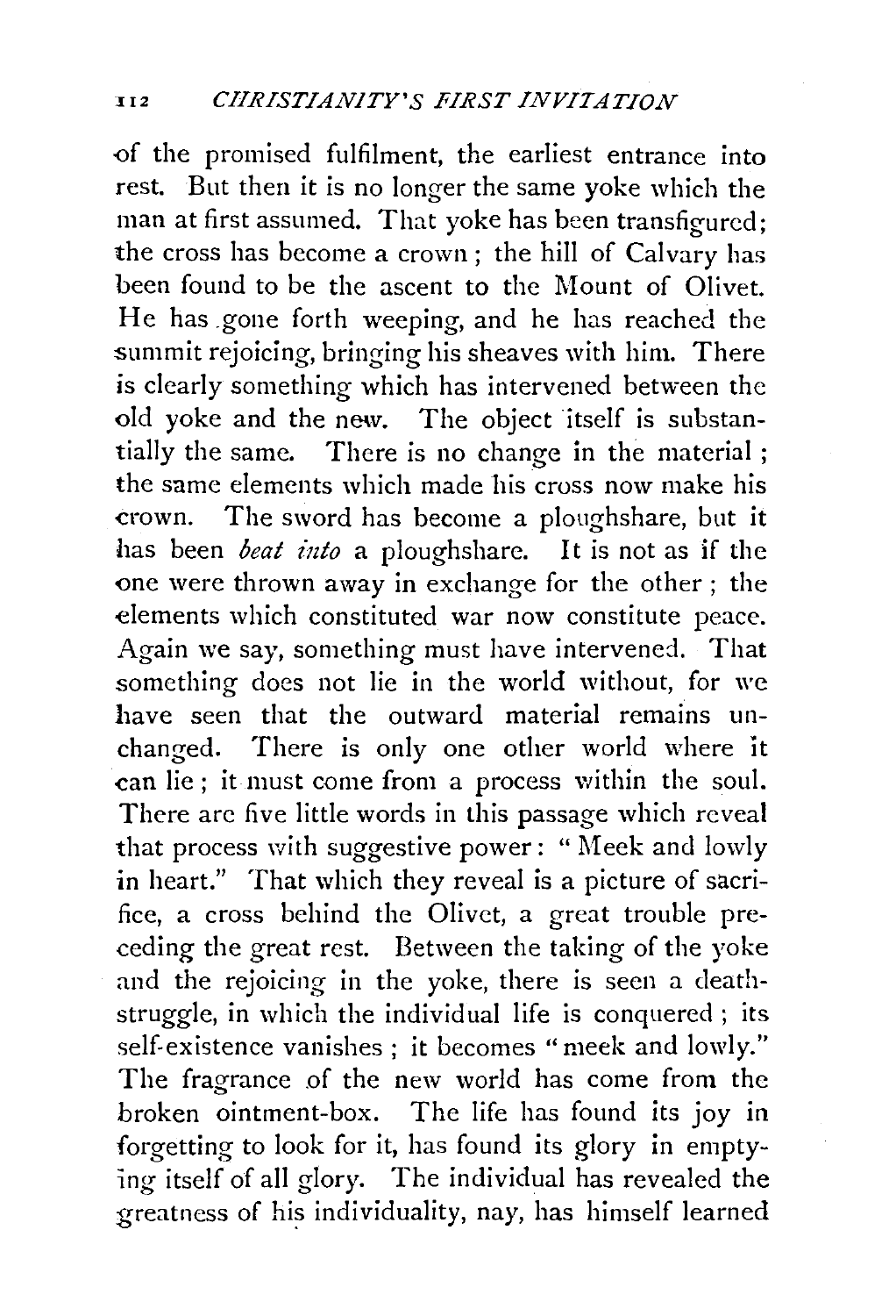of the promised fulfilment, the earliest entrance into rest. But then it is no longer the same yoke which the man at first assumed. That yoke has been transfigured; the cross has become a crown; the hill of Calvary has been found to be the ascent to the Mount of Olivet. He has gone forth weeping, and he has reached the summit rejoicing, bringing his sheaves with him. There is clearly something which has intervened between the old yoke and the new. The object itself is substantially the same. There is no change in the material; the same elements which made his cross now make his crown. The sword has become a ploughshare, but it has been *beat into* a ploughshare. It is not as if the one were thrown away in exchange for the other; the elements which constituted war now constitute peace. Again we say, something must have intervened. That something does not lie in the world without, for we have seen that the outward material remains unchanged. There is only one other world where it can lie; it must come from a process within the soul. There are five little words in this passage which reveal that process with suggestive power: "Meek and lowly in heart." That which they reveal is a picture of sacrifice, a cross behind the Olivet, a great trouble preceding the great rest. Between the taking of the yoke and the rejoicing in the yoke, there is seen a death-struggle, in which the individual life is conquered; its self-existence vanishes; it becomes "meek and lowly." The fragrance of the new world has come from the broken ointment-box. The life has found its joy in forgetting to look for it, has found its glory in emptying itself of all glory. The individual has revealed the greatness of his individuality, nay, has himself learned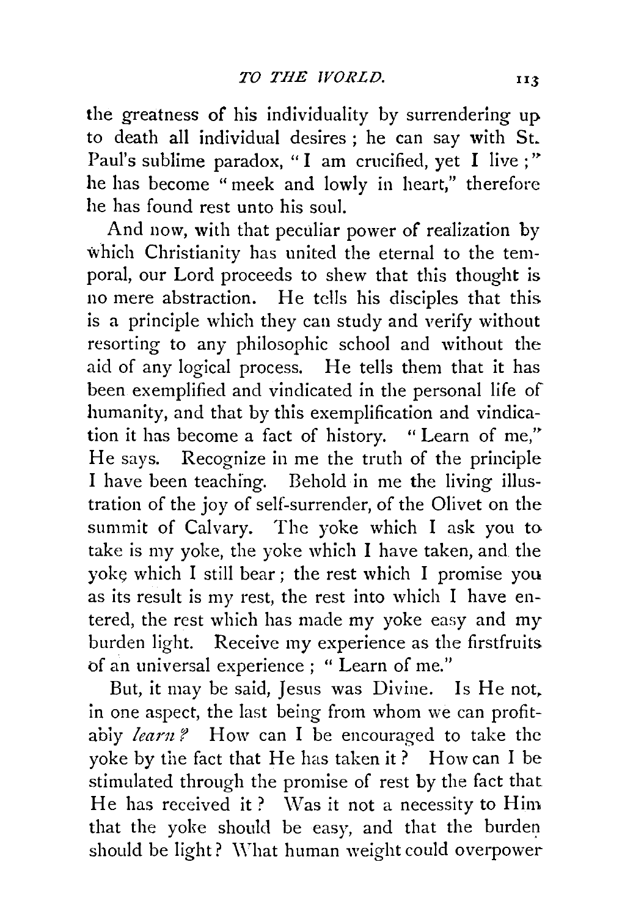the greatness of his individuality by surrendering up to death all individual desires ; he can say with St. Paul's sublime paradox, "I am crucified, yet I live ;" he has become "meek and lowly in heart," therefore he has found rest unto his soul.

And now, with that peculiar power of realization by which Christianity has united the eternal to the temporal, our Lord proceeds to shew that this thought is no mere abstraction. He tells his disciples that this is a principle which they can study and verify without resorting to any philosophic school and without the aid of any logical process. He tells them that it has been exemplified and vindicated in the personal life of humanity, and that by this exemplification and vindication it has become a fact of history. "Learn of me," He says. Recognize in me the truth of the principle I have been teaching. Behold in me the living illustration of the joy of self-surrender, of the Olivet on the summit of Calvary. The yoke which I ask you to take is my yoke, the yoke which I have taken, and the yoke which I still bear ; the rest which I promise you as its result is my rest, the rest into which I have entered, the rest which has made my yoke easy and my burden light. Receive my experience as the firstfruits of an universal experience ; "Learn of me."

But, it may be said, Jesus was Divine. Is He not, in one aspect, the last being from whom we can profitably *learn?* How can I be encouraged to take the yoke by the fact that He has taken it ? How can I be stimulated through the promise of rest by the fact that He has received it ? Was it not a necessity to Him that the yoke should be easy, and that the burden should be light ? What human weight could overpower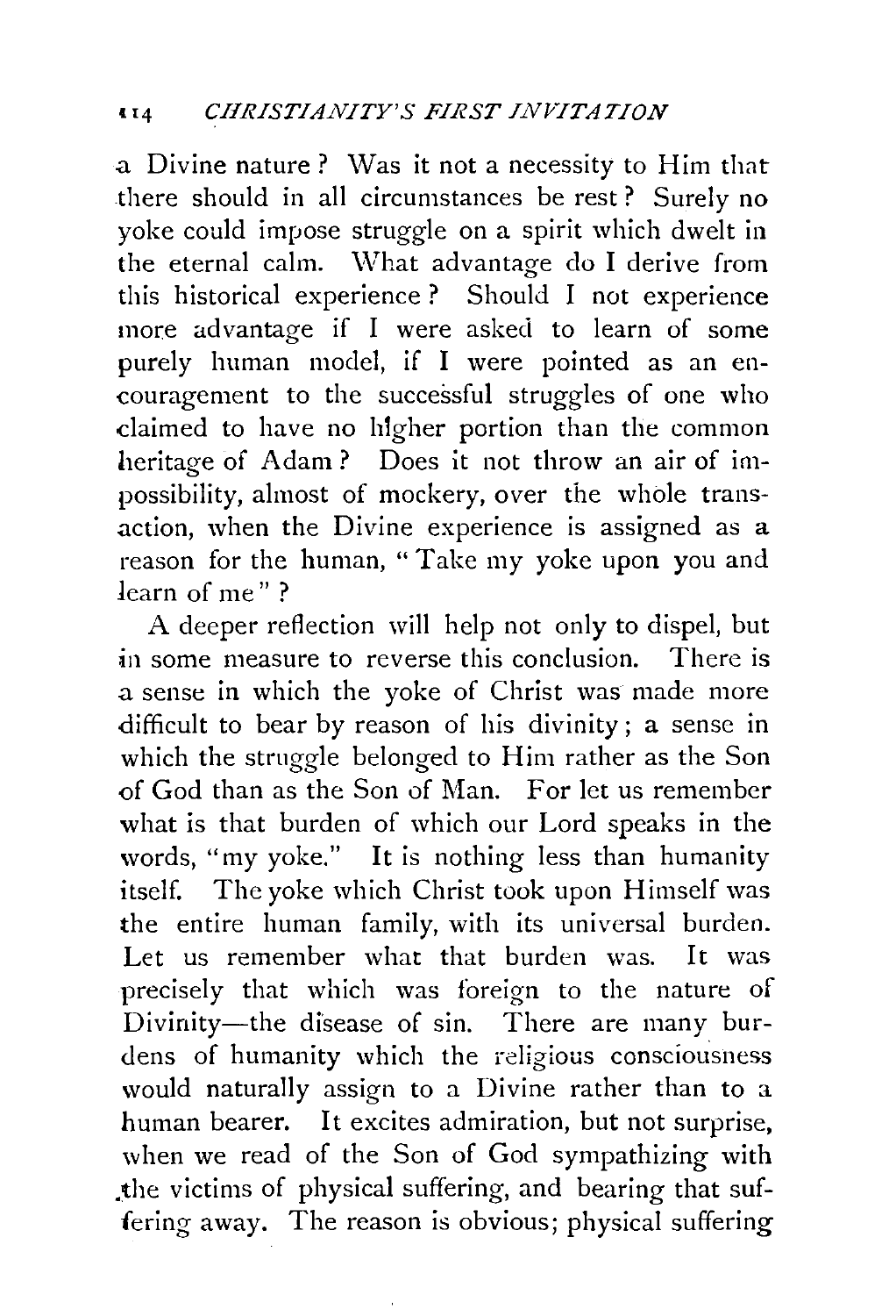a Divine nature? Was it not a necessity to Him that there should in all circumstances be rest? Surely no yoke could impose struggle on a spirit which dwelt in the eternal calm. What advantage do I derive from this historical experience? Should I not experience more advantage if I were asked to learn of some purely human model, if I were pointed as an encouragement to the successful struggles of one who claimed to have no higher portion than the common heritage of Adam? Does it not throw an air of impossibility, almost of mockery, over the whole transaction, when the Divine experience is assigned as a reason for the human, "Take my yoke upon you and learn of me"?

A deeper reflection will help not only to dispel, but in some measure to reverse this conclusion. There is a sense in which the yoke of Christ was made more difficult to bear by reason of his divinity; a sense in which the struggle belonged to Him rather as the Son of God than as the Son of Man. For let us remember what is that burden of which our Lord speaks in the words, "my yoke." It is nothing less than humanity itself. The yoke which Christ took upon Himself was the entire human family, with its universal burden. Let us remember what that burden was. It was precisely that which was foreign to the nature of Divinity—the disease of sin. There are many burdens of humanity which the religious consciousness would naturally assign to a Divine rather than to a human bearer. It excites admiration, but not surprise, when we read of the Son of God sympathizing with the victims of physical suffering, and bearing that suffering away. The reason is obvious; physical suffering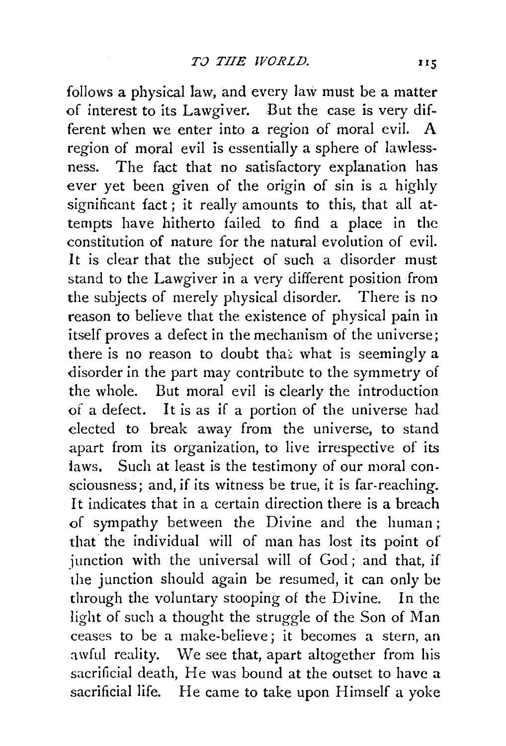follows a physical law, and every law must be a matter of interest to its Lawgiver. But the case is very different when we enter into a region of moral evil. A region of moral evil is essentially a sphere of lawlessness. The fact that no satisfactory explanation has ever yet been given of the origin of sin is a highly significant fact; it really amounts to this, that all attempts have hitherto failed to find a place in the constitution of nature for the natural evolution of evil. It is clear that the subject of such a disorder must stand to the Lawgiver in a very different position from the subjects of merely physical disorder. There is no reason to believe that the existence of physical pain in itself proves a defect in the mechanism of the universe; there is no reason to doubt that what is seemingly a disorder in the part may contribute to the symmetry of the whole. But moral evil is clearly the introduction of a defect. It is as if a portion of the universe had elected to break away from the universe, to stand apart from its organization, to live irrespective of its laws. Such at least is the testimony of our moral consciousness; and, if its witness be true, it is far-reaching. It indicates that in a certain direction there is a breach of sympathy between the Divine and the human; that the individual will of man has lost its point of junction with the universal will of God; and that, if the junction should again be resumed, it can only be through the voluntary stooping of the Divine. In the light of such a thought the struggle of the Son of Man ceases to be a make-believe; it becomes a stern, an awful reality. We see that, apart altogether from his sacrificial death, He was bound at the outset to have a sacrificial life. He came to take upon Himself a yoke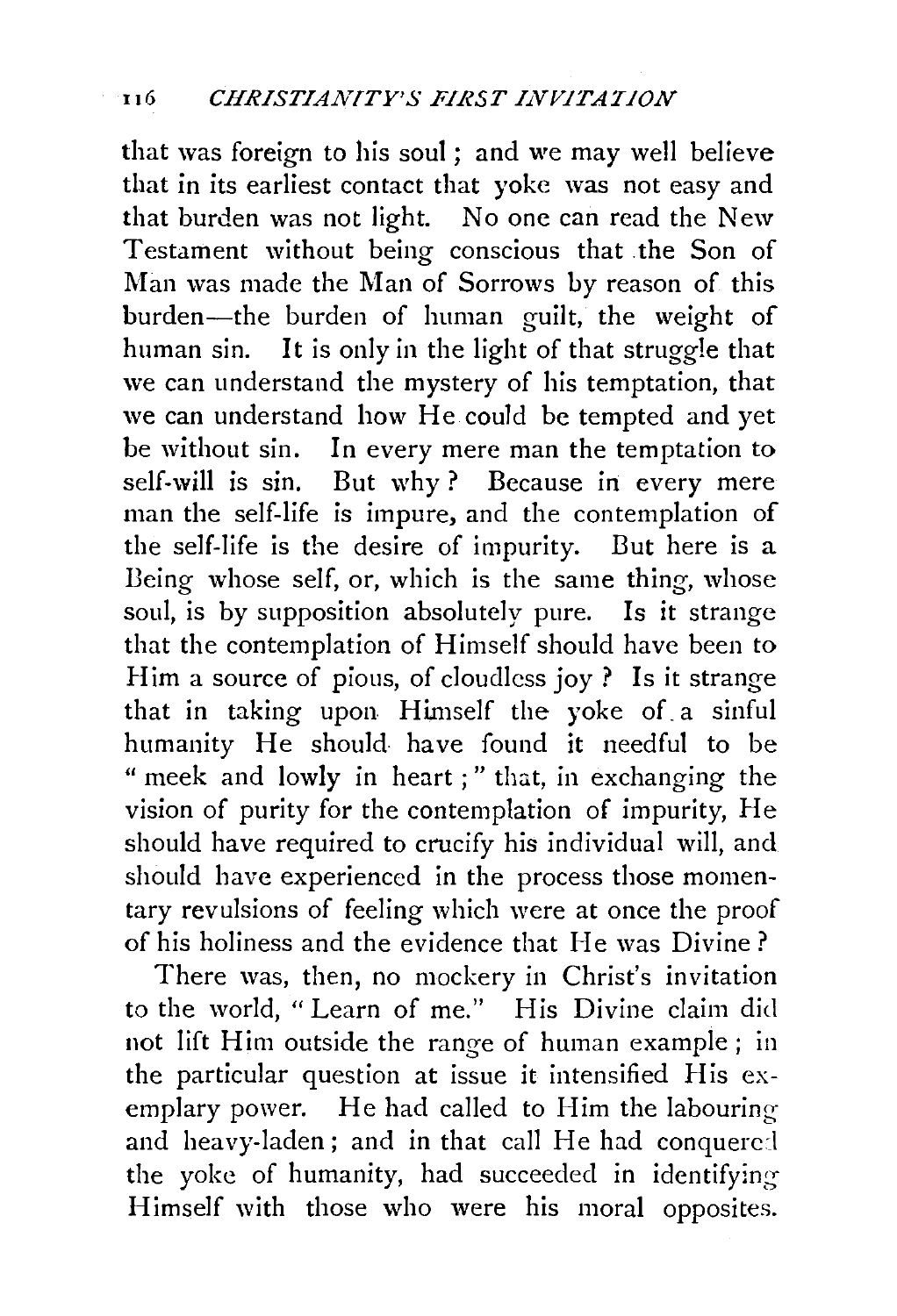that was foreign to his soul; and we may well believe that in its earliest contact that yoke was not easy and that burden was not light. No one can read the New Testament without being conscious that the Son of Man was made the Man of Sorrows by reason of this burden—the burden of human guilt, the weight of human sin. It is only in the light of that struggle that we can understand the mystery of his temptation, that we can understand how He could be tempted and yet be without sin. In every mere man the temptation to self-will is sin. But why? Because in every mere man the self-life is impure, and the contemplation of the self-life is the desire of impurity. But here is a Being whose self, or, which is the same thing, whose soul, is by supposition absolutely pure. Is it strange that the contemplation of Himself should have been to Him a source of pious, of cloudless joy? Is it strange that in taking upon Himself the yoke of a sinful humanity He should have found it needful to be "meek and lowly in heart;" that, in exchanging the vision of purity for the contemplation of impurity, He should have required to crucify his individual will, and should have experienced in the process those momentary revulsions of feeling which were at once the proof of his holiness and the evidence that He was Divine?

There was, then, no mockery in Christ's invitation to the world, "Learn of me." His Divine claim did not lift Him outside the range of human example; in the particular question at issue it intensified His exemplary power. He had called to Him the labouring and heavy-laden; and in that call He had conquered the yoke of humanity, had succeeded in identifying Himself with those who were his moral opposites.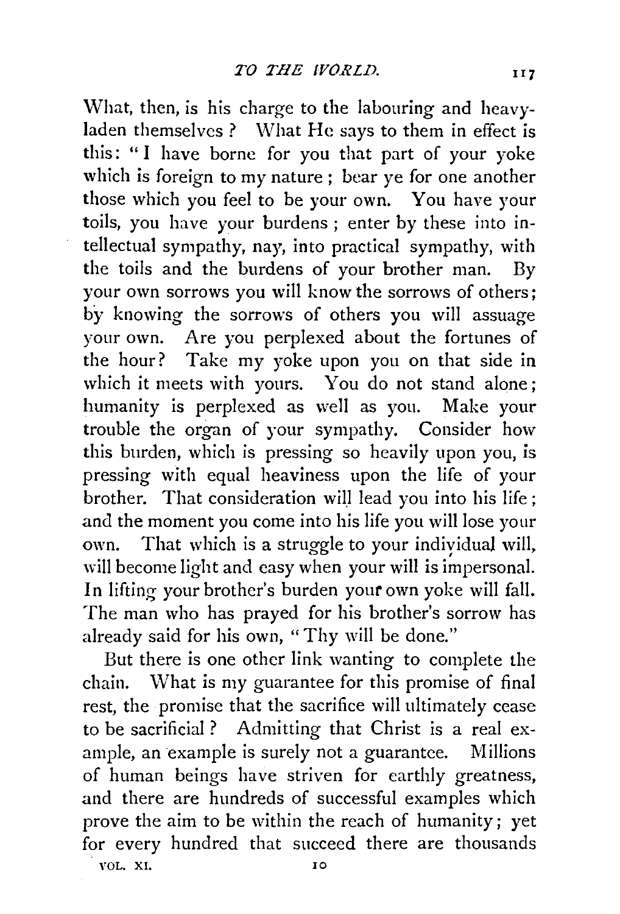What, then, is his charge to the labouring and heavy-laden themselves? What He says to them in effect is this: "I have borne for you that part of your yoke which is foreign to my nature; bear ye for one another those which you feel to be your own. You have your toils, you have your burdens; enter by these into intellectual sympathy, nay, into practical sympathy, with the toils and the burdens of your brother man. By your own sorrows you will know the sorrows of others; by knowing the sorrows of others you will assuage your own. Are you perplexed about the fortunes of the hour? Take my yoke upon you on that side in which it meets with yours. You do not stand alone; humanity is perplexed as well as you. Make your trouble the organ of your sympathy. Consider how this burden, which is pressing so heavily upon you, is pressing with equal heaviness upon the life of your brother. That consideration will lead you into his life; and the moment you come into his life you will lose your own. That which is a struggle to your individual will, will become light and easy when your will is impersonal. In lifting your brother's burden your own yoke will fall. The man who has prayed for his brother's sorrow has already said for his own, "Thy will be done."

But there is one other link wanting to complete the chain. What is my guarantee for this promise of final rest, the promise that the sacrifice will ultimately cease to be sacrificial? Admitting that Christ is a real example, an example is surely not a guarantee. Millions of human beings have striven for earthly greatness, and there are hundreds of successful examples which prove the aim to be within the reach of humanity; yet for every hundred that succeed there are thousands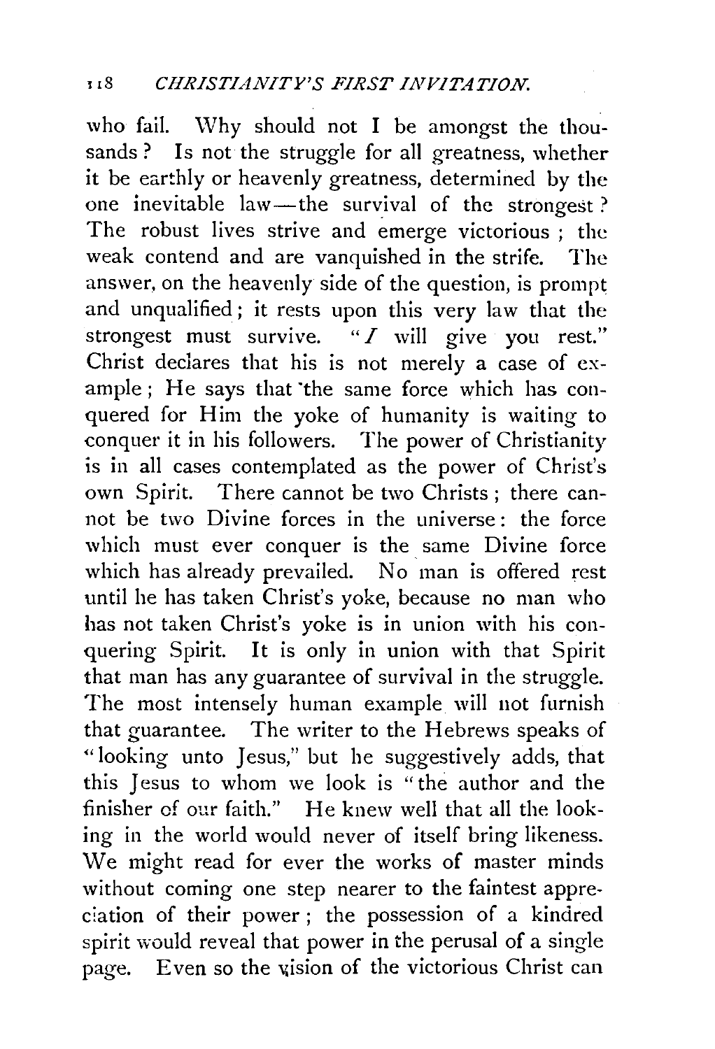who fail. Why should not I be amongst the thousands? Is not the struggle for all greatness, whether it be earthly or heavenly greatness, determined by the one inevitable law—the survival of the strongest? The robust lives strive and emerge victorious; the weak contend and are vanquished in the strife. The answer, on the heavenly side of the question, is prompt and unqualified; it rests upon this very law that the strongest must survive. "*I* will give you rest." Christ declares that his is not merely a case of example; He says that the same force which has conquered for Him the yoke of humanity is waiting to conquer it in his followers. The power of Christianity is in all cases contemplated as the power of Christ's own Spirit. There cannot be two Christs; there cannot be two Divine forces in the universe: the force which must ever conquer is the same Divine force which has already prevailed. No man is offered rest until he has taken Christ's yoke, because no man who has not taken Christ's yoke is in union with his conquering Spirit. It is only in union with that Spirit that man has any guarantee of survival in the struggle. The most intensely human example will not furnish that guarantee. The writer to the Hebrews speaks of "looking unto Jesus," but he suggestively adds, that this Jesus to whom we look is "the author and the finisher of our faith." He knew well that all the looking in the world would never of itself bring likeness. We might read for ever the works of master minds without coming one step nearer to the faintest appreciation of their power; the possession of a kindred spirit would reveal that power in the perusal of a single page. Even so the vision of the victorious Christ can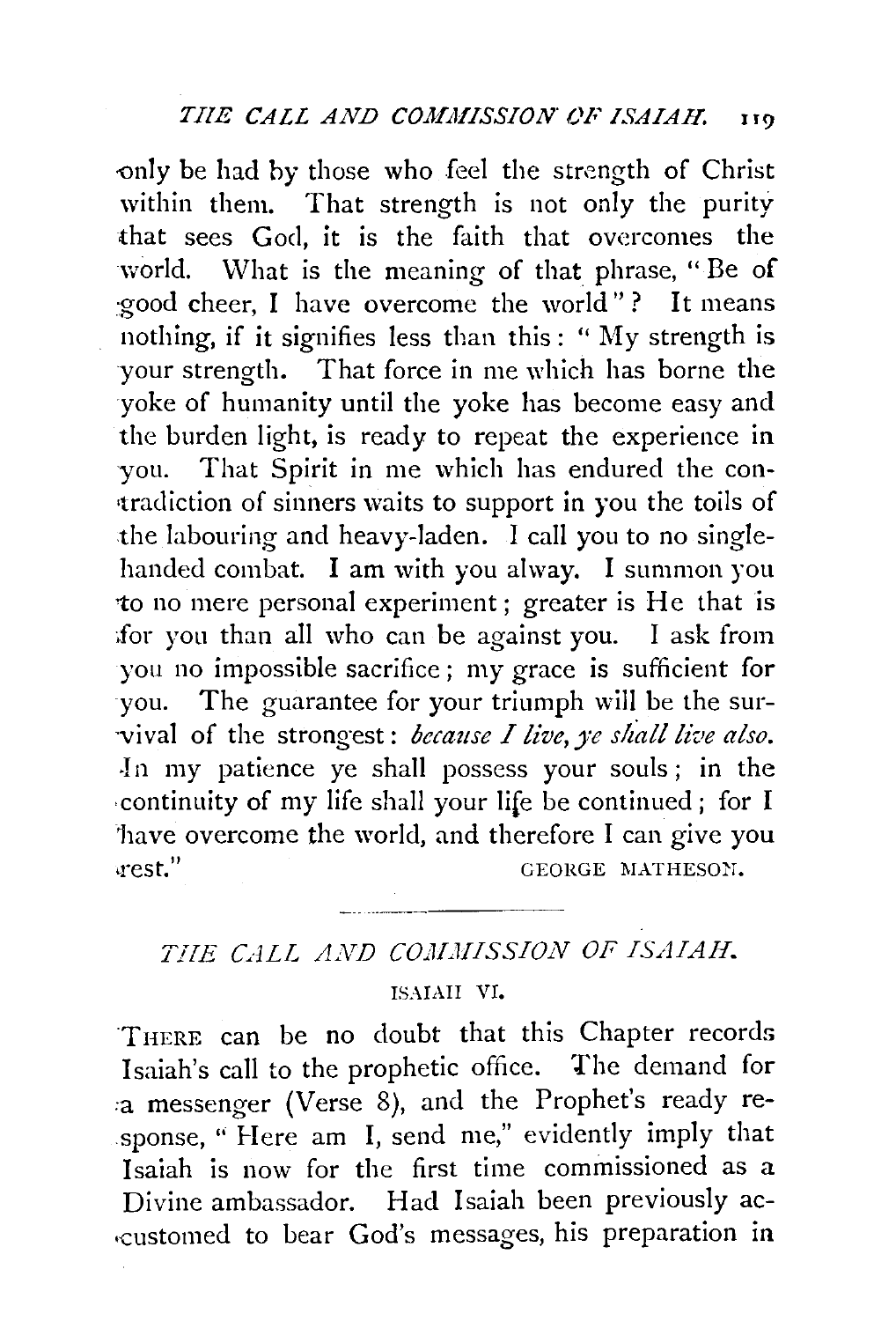only be had by those who feel the strength of Christ within them. That strength is not only the purity that sees God, it is the faith that overcomes the world. What is the meaning of that phrase, "Be of good cheer, I have overcome the world"? It means nothing, if it signifies less than this: "My strength is your strength. That force in me which has borne the yoke of humanity until the yoke has become easy and the burden light, is ready to repeat the experience in you. That Spirit in me which has endured the contradiction of sinners waits to support in you the toils of the labouring and heavy-laden. I call you to no single-handed combat. I am with you alway. I summon you to no mere personal experiment; greater is He that is for you than all who can be against you. I ask from you no impossible sacrifice; my grace is sufficient for you. The guarantee for your triumph will be the survival of the strongest: *because I live, ye shall live also.* In my patience ye shall possess your souls; in the continuity of my life shall your life be continued; for I have overcome the world, and therefore I can give you rest."

GEORGE MATHESON.

---

## *THE CALL AND COMMISSION OF ISAIAH.*

### ISAIAH VI.

THERE can be no doubt that this Chapter records Isaiah's call to the prophetic office. The demand for a messenger (Verse 8), and the Prophet's ready response, "Here am I, send me," evidently imply that Isaiah is now for the first time commissioned as a Divine ambassador. Had Isaiah been previously accustomed to bear God's messages, his preparation in